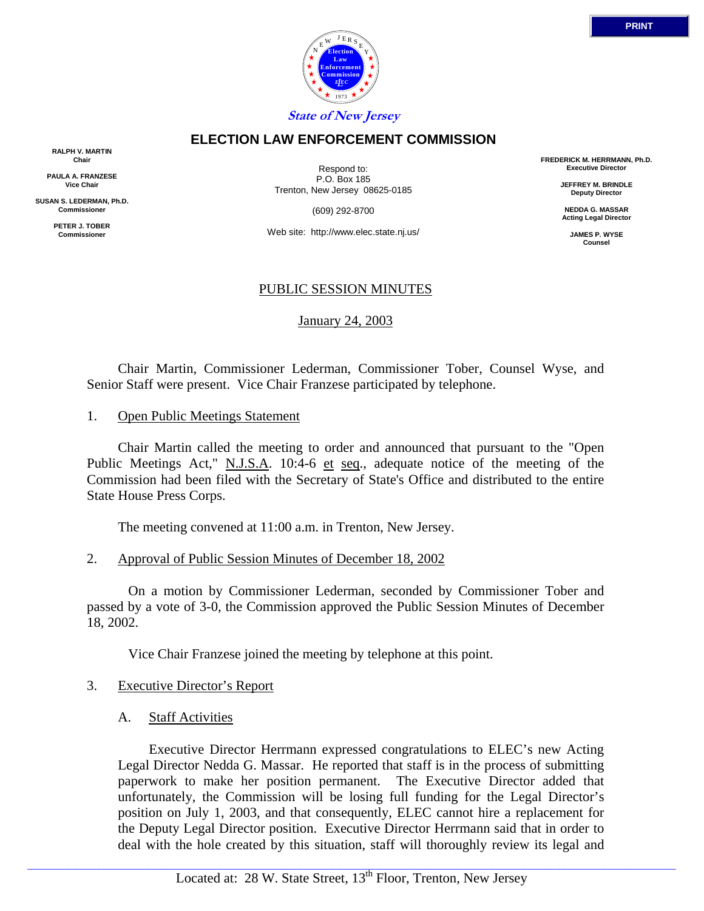State of New Jersey

# ELECTION LAW ENFORCEMENT COMMISSION

**RALPH V. MARTIN**
**Chair**

**PAULA A. FRANZESE**
**Vice Chair**

**SUSAN S. LEDERMAN, Ph.D.**
**Commissioner**

**PETER J. TOBER**
**Commissioner**

Respond to:
P.O. Box 185
Trenton, New Jersey 08625-0185

(609) 292-8700

Web site: http://www.elec.state.nj.us/

**FREDERICK M. HERRMANN, Ph.D.**
**Executive Director**

**JEFFREY M. BRINDLE**
**Deputy Director**

**NEDDA G. MASSAR**
**Acting Legal Director**

**JAMES P. WYSE**
**Counsel**

## PUBLIC SESSION MINUTES

January 24, 2003

Chair Martin, Commissioner Lederman, Commissioner Tober, Counsel Wyse, and Senior Staff were present. Vice Chair Franzese participated by telephone.

1. Open Public Meetings Statement

Chair Martin called the meeting to order and announced that pursuant to the "Open Public Meetings Act," N.J.S.A. 10:4-6 et seq., adequate notice of the meeting of the Commission had been filed with the Secretary of State's Office and distributed to the entire State House Press Corps.

The meeting convened at 11:00 a.m. in Trenton, New Jersey.

2. Approval of Public Session Minutes of December 18, 2002

On a motion by Commissioner Lederman, seconded by Commissioner Tober and passed by a vote of 3-0, the Commission approved the Public Session Minutes of December 18, 2002.

Vice Chair Franzese joined the meeting by telephone at this point.

3. Executive Director's Report

A. Staff Activities

Executive Director Herrmann expressed congratulations to ELEC's new Acting Legal Director Nedda G. Massar. He reported that staff is in the process of submitting paperwork to make her position permanent. The Executive Director added that unfortunately, the Commission will be losing full funding for the Legal Director's position on July 1, 2003, and that consequently, ELEC cannot hire a replacement for the Deputy Legal Director position. Executive Director Herrmann said that in order to deal with the hole created by this situation, staff will thoroughly review its legal and

Located at: 28 W. State Street, 13th Floor, Trenton, New Jersey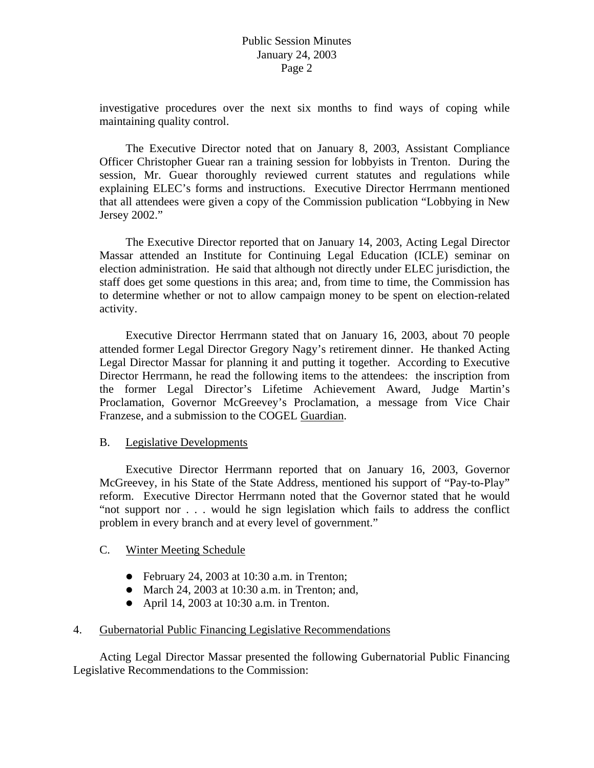investigative procedures over the next six months to find ways of coping while maintaining quality control.

The Executive Director noted that on January 8, 2003, Assistant Compliance Officer Christopher Guear ran a training session for lobbyists in Trenton. During the session, Mr. Guear thoroughly reviewed current statutes and regulations while explaining ELEC's forms and instructions. Executive Director Herrmann mentioned that all attendees were given a copy of the Commission publication "Lobbying in New Jersey 2002."

The Executive Director reported that on January 14, 2003, Acting Legal Director Massar attended an Institute for Continuing Legal Education (ICLE) seminar on election administration. He said that although not directly under ELEC jurisdiction, the staff does get some questions in this area; and, from time to time, the Commission has to determine whether or not to allow campaign money to be spent on election-related activity.

Executive Director Herrmann stated that on January 16, 2003, about 70 people attended former Legal Director Gregory Nagy's retirement dinner. He thanked Acting Legal Director Massar for planning it and putting it together. According to Executive Director Herrmann, he read the following items to the attendees: the inscription from the former Legal Director's Lifetime Achievement Award, Judge Martin's Proclamation, Governor McGreevey's Proclamation, a message from Vice Chair Franzese, and a submission to the COGEL Guardian.

B. Legislative Developments

Executive Director Herrmann reported that on January 16, 2003, Governor McGreevey, in his State of the State Address, mentioned his support of "Pay-to-Play" reform. Executive Director Herrmann noted that the Governor stated that he would "not support nor . . . would he sign legislation which fails to address the conflict problem in every branch and at every level of government."

C. Winter Meeting Schedule

- February 24, 2003 at 10:30 a.m. in Trenton;
- March 24, 2003 at 10:30 a.m. in Trenton; and,
- April 14, 2003 at 10:30 a.m. in Trenton.

4. Gubernatorial Public Financing Legislative Recommendations

Acting Legal Director Massar presented the following Gubernatorial Public Financing Legislative Recommendations to the Commission: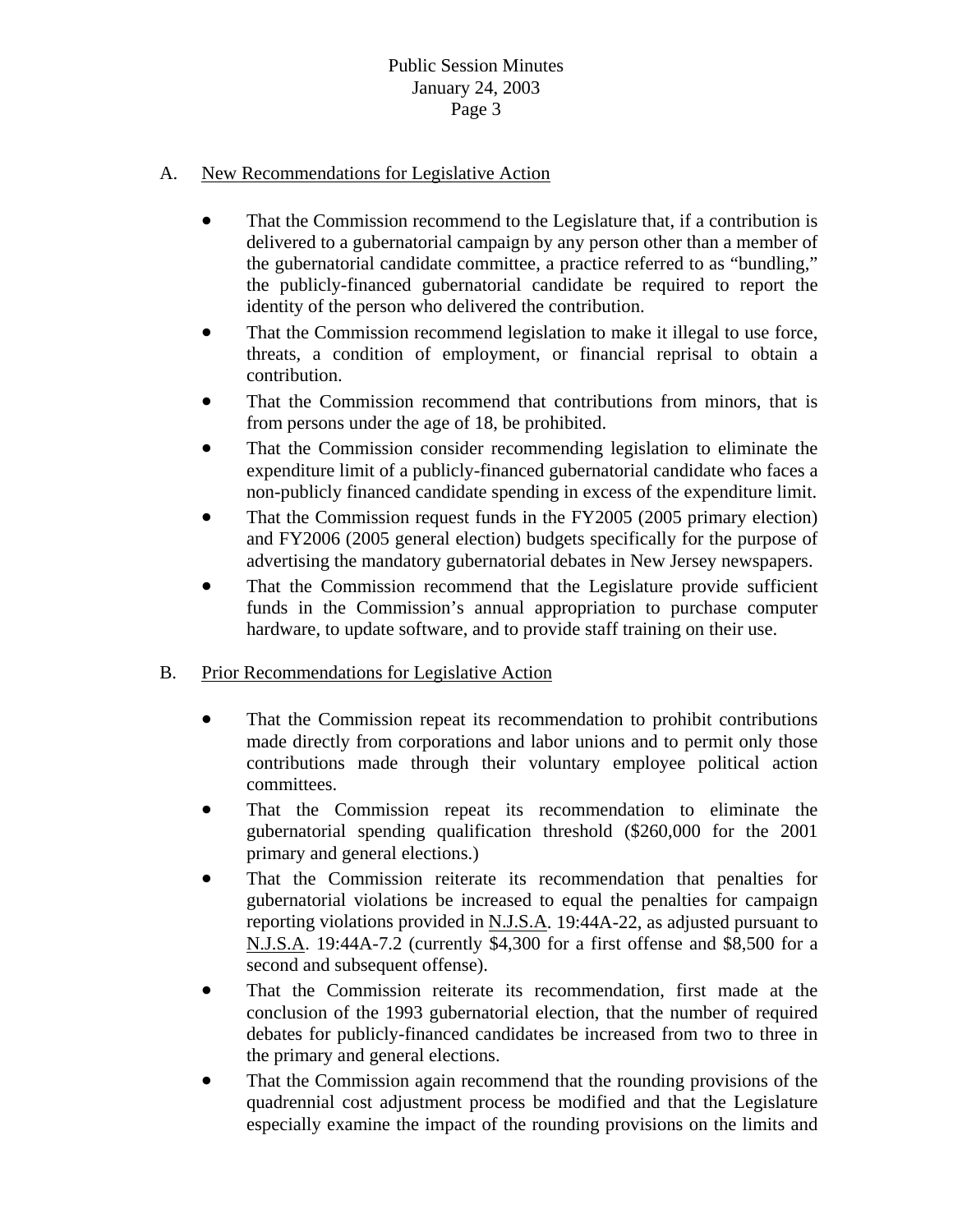A. New Recommendations for Legislative Action

- That the Commission recommend to the Legislature that, if a contribution is delivered to a gubernatorial campaign by any person other than a member of the gubernatorial candidate committee, a practice referred to as "bundling," the publicly-financed gubernatorial candidate be required to report the identity of the person who delivered the contribution.
- That the Commission recommend legislation to make it illegal to use force, threats, a condition of employment, or financial reprisal to obtain a contribution.
- That the Commission recommend that contributions from minors, that is from persons under the age of 18, be prohibited.
- That the Commission consider recommending legislation to eliminate the expenditure limit of a publicly-financed gubernatorial candidate who faces a non-publicly financed candidate spending in excess of the expenditure limit.
- That the Commission request funds in the FY2005 (2005 primary election) and FY2006 (2005 general election) budgets specifically for the purpose of advertising the mandatory gubernatorial debates in New Jersey newspapers.
- That the Commission recommend that the Legislature provide sufficient funds in the Commission's annual appropriation to purchase computer hardware, to update software, and to provide staff training on their use.

B. Prior Recommendations for Legislative Action

- That the Commission repeat its recommendation to prohibit contributions made directly from corporations and labor unions and to permit only those contributions made through their voluntary employee political action committees.
- That the Commission repeat its recommendation to eliminate the gubernatorial spending qualification threshold ($260,000 for the 2001 primary and general elections.)
- That the Commission reiterate its recommendation that penalties for gubernatorial violations be increased to equal the penalties for campaign reporting violations provided in N.J.S.A. 19:44A-22, as adjusted pursuant to N.J.S.A. 19:44A-7.2 (currently $4,300 for a first offense and $8,500 for a second and subsequent offense).
- That the Commission reiterate its recommendation, first made at the conclusion of the 1993 gubernatorial election, that the number of required debates for publicly-financed candidates be increased from two to three in the primary and general elections.
- That the Commission again recommend that the rounding provisions of the quadrennial cost adjustment process be modified and that the Legislature especially examine the impact of the rounding provisions on the limits and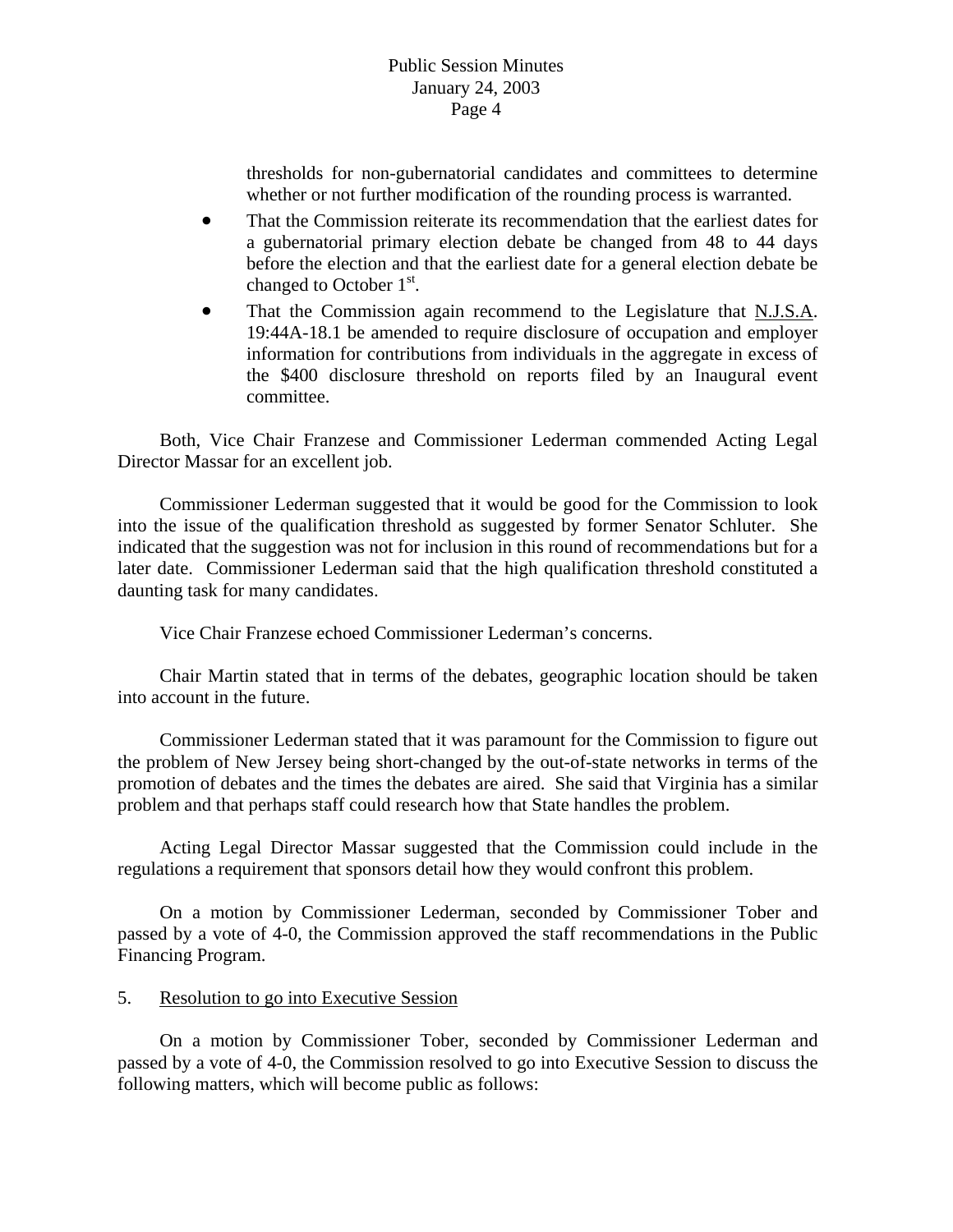thresholds for non-gubernatorial candidates and committees to determine whether or not further modification of the rounding process is warranted.

- That the Commission reiterate its recommendation that the earliest dates for a gubernatorial primary election debate be changed from 48 to 44 days before the election and that the earliest date for a general election debate be changed to October 1st.
- That the Commission again recommend to the Legislature that N.J.S.A. 19:44A-18.1 be amended to require disclosure of occupation and employer information for contributions from individuals in the aggregate in excess of the $400 disclosure threshold on reports filed by an Inaugural event committee.

Both, Vice Chair Franzese and Commissioner Lederman commended Acting Legal Director Massar for an excellent job.

Commissioner Lederman suggested that it would be good for the Commission to look into the issue of the qualification threshold as suggested by former Senator Schluter. She indicated that the suggestion was not for inclusion in this round of recommendations but for a later date. Commissioner Lederman said that the high qualification threshold constituted a daunting task for many candidates.

Vice Chair Franzese echoed Commissioner Lederman's concerns.

Chair Martin stated that in terms of the debates, geographic location should be taken into account in the future.

Commissioner Lederman stated that it was paramount for the Commission to figure out the problem of New Jersey being short-changed by the out-of-state networks in terms of the promotion of debates and the times the debates are aired. She said that Virginia has a similar problem and that perhaps staff could research how that State handles the problem.

Acting Legal Director Massar suggested that the Commission could include in the regulations a requirement that sponsors detail how they would confront this problem.

On a motion by Commissioner Lederman, seconded by Commissioner Tober and passed by a vote of 4-0, the Commission approved the staff recommendations in the Public Financing Program.

5. Resolution to go into Executive Session

On a motion by Commissioner Tober, seconded by Commissioner Lederman and passed by a vote of 4-0, the Commission resolved to go into Executive Session to discuss the following matters, which will become public as follows: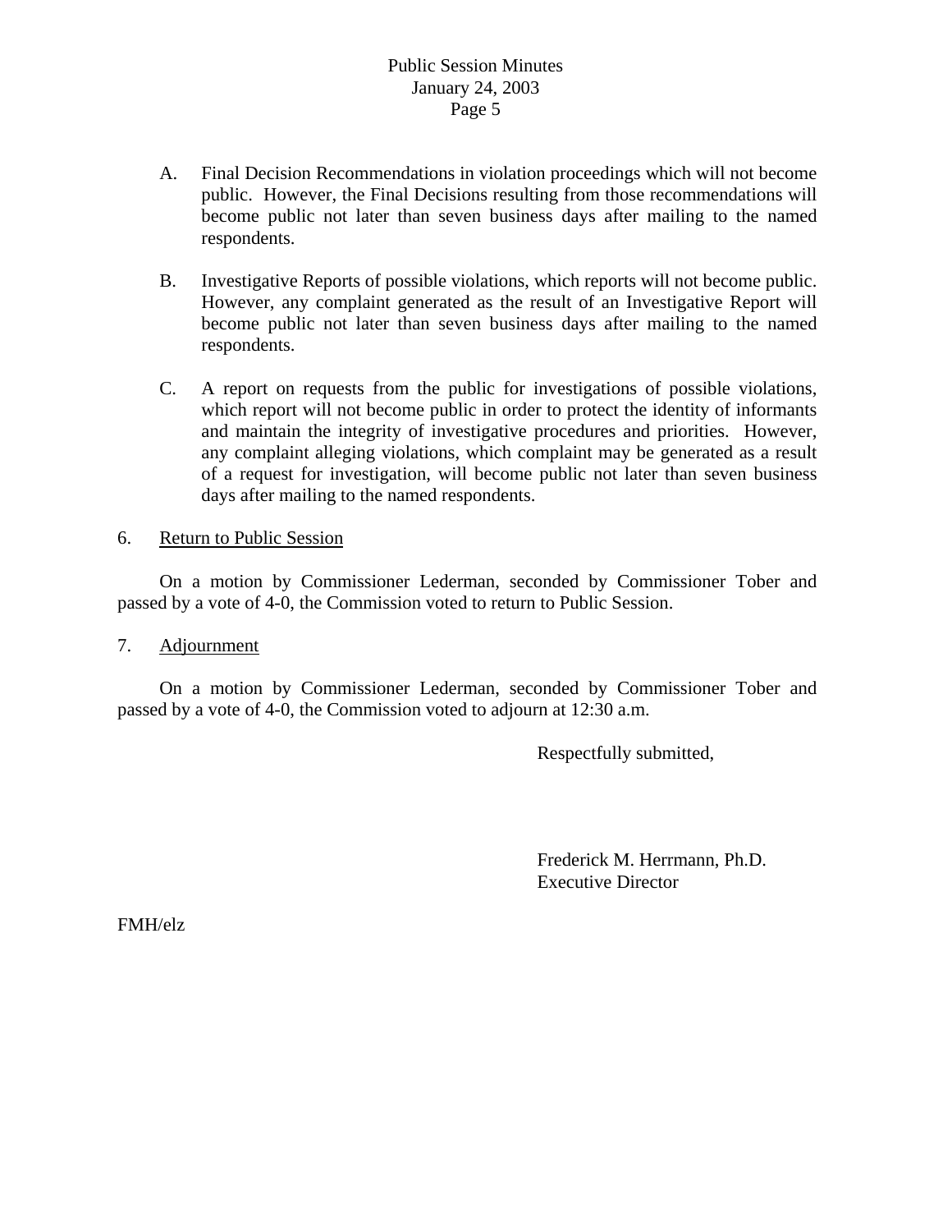A. Final Decision Recommendations in violation proceedings which will not become public. However, the Final Decisions resulting from those recommendations will become public not later than seven business days after mailing to the named respondents.

B. Investigative Reports of possible violations, which reports will not become public. However, any complaint generated as the result of an Investigative Report will become public not later than seven business days after mailing to the named respondents.

C. A report on requests from the public for investigations of possible violations, which report will not become public in order to protect the identity of informants and maintain the integrity of investigative procedures and priorities. However, any complaint alleging violations, which complaint may be generated as a result of a request for investigation, will become public not later than seven business days after mailing to the named respondents.

6. Return to Public Session

On a motion by Commissioner Lederman, seconded by Commissioner Tober and passed by a vote of 4-0, the Commission voted to return to Public Session.

7. Adjournment

On a motion by Commissioner Lederman, seconded by Commissioner Tober and passed by a vote of 4-0, the Commission voted to adjourn at 12:30 a.m.

Respectfully submitted,

Frederick M. Herrmann, Ph.D.
Executive Director

FMH/elz